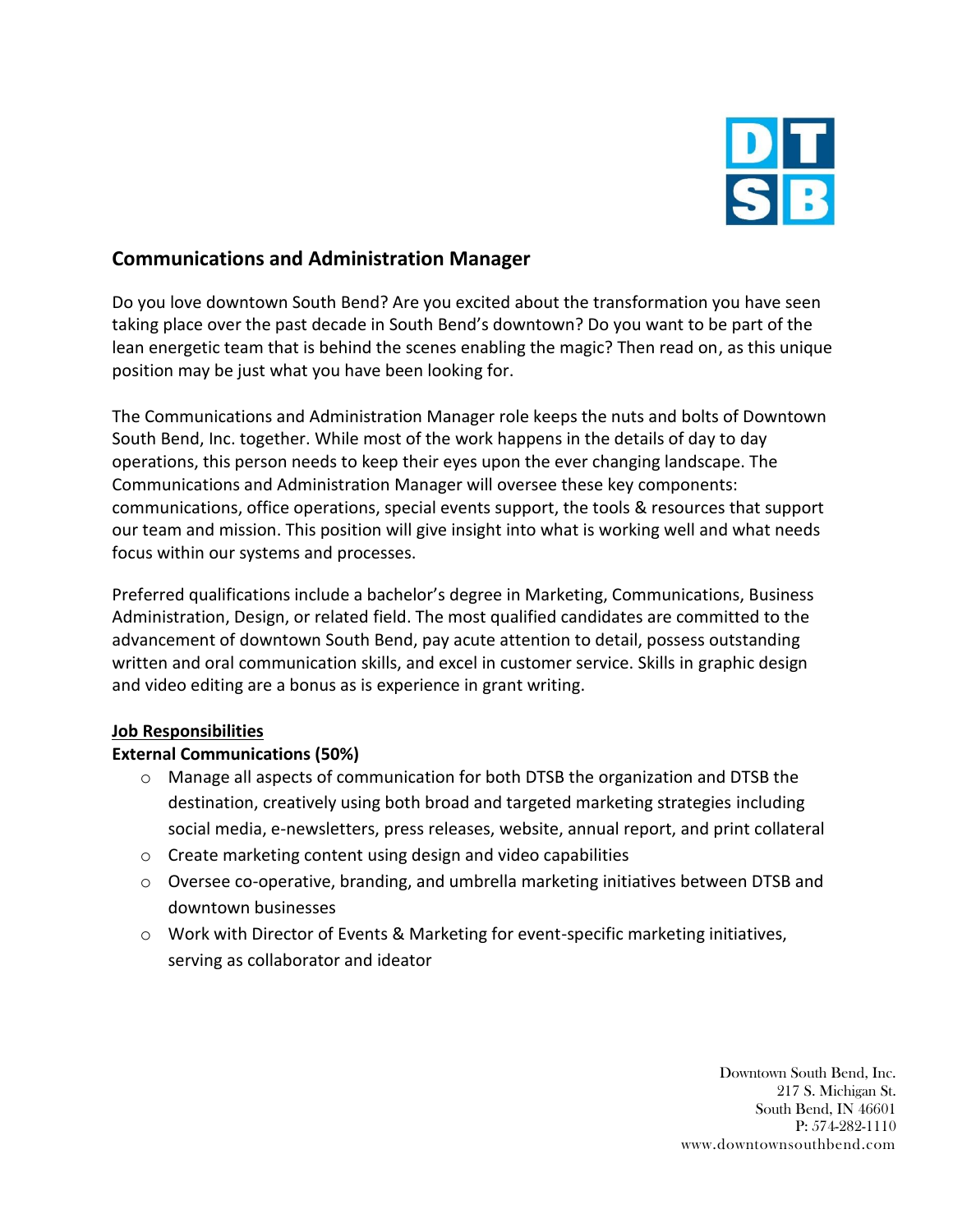## Communications and Administration Manager

Do you love downtown South Bend? Are you excited about the transformation you have seen taking place over the past decade in South Bend's downtown? Do you want to be part of the lean energetic team that is behind the scenes enabling the magic? Then read on, as this unique position may be just what you have been looking for.

The Communications and Administration Manager role keeps the nuts and bolts of Downtown South Bend, Inc. together. While most of the work happens in the details of day to day operations, this person needs to keep their eyes upon the ever changing landscape. The Communications and Administration Manager will oversee these key components: communications, office operations, special events support, the tools & resources that support our team and mission. This position will give insight into what is working well and what needs focus within our systems and processes.

Preferred qualifications include a bachelor's degree in Marketing, Communications, Business Administration, Design, or related field. The most qualified candidates are committed to the advancement of downtown South Bend, pay acute attention to detail, possess outstanding written and oral communication skills, and excel in customer service. Skills in graphic design and video editing are a bonus as is experience in grant writing.

**Job Responsibilities**

**External Communications (50%)**

- Manage all aspects of communication for both DTSB the organization and DTSB the destination, creatively using both broad and targeted marketing strategies including social media, e-newsletters, press releases, website, annual report, and print collateral
- Create marketing content using design and video capabilities
- Oversee co-operative, branding, and umbrella marketing initiatives between DTSB and downtown businesses
- Work with Director of Events & Marketing for event-specific marketing initiatives, serving as collaborator and ideator

Downtown South Bend, Inc.
217 S. Michigan St.
South Bend, IN 46601
P: 574-282-1110
www.downtownsouthbend.com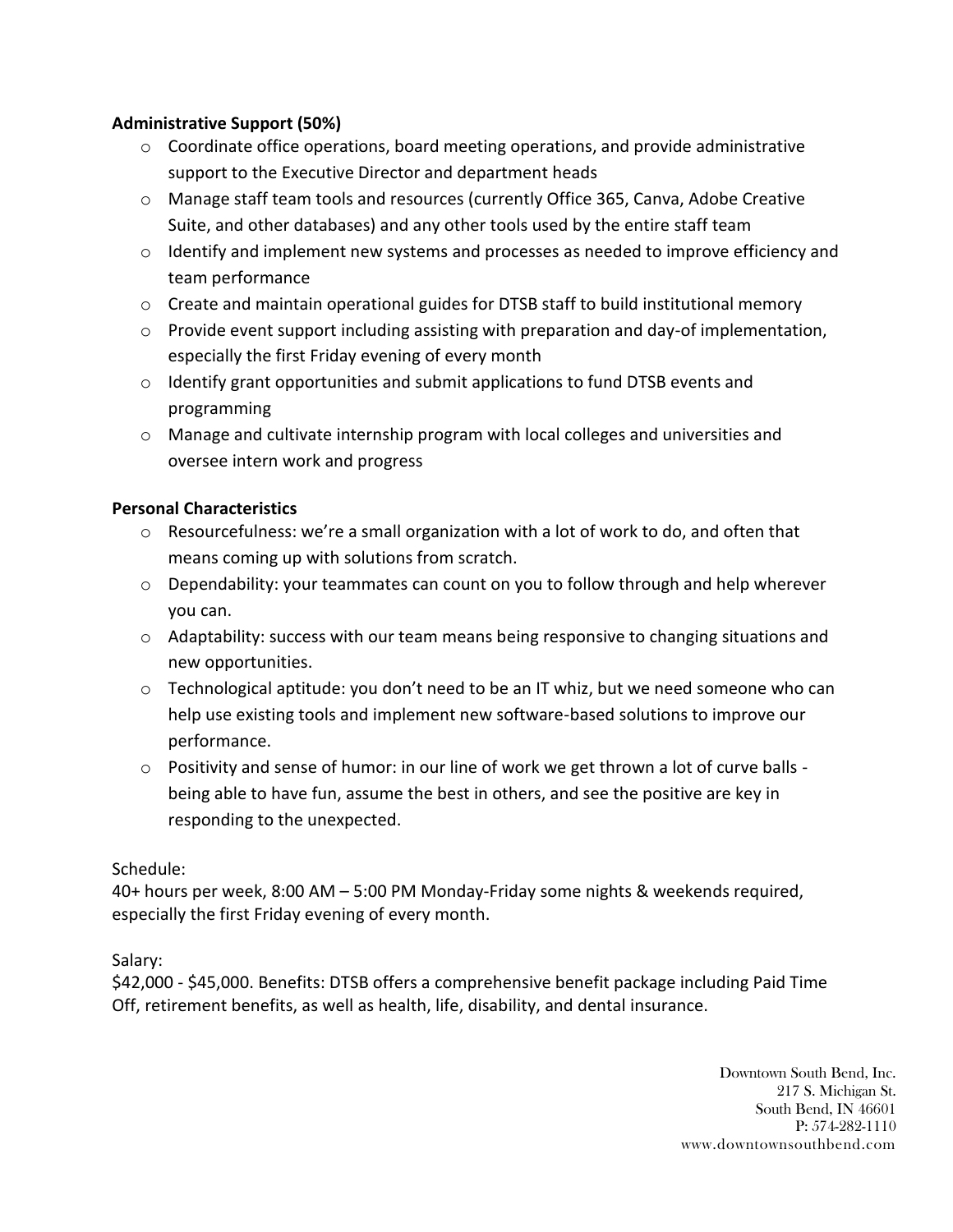**Administrative Support (50%)**

- Coordinate office operations, board meeting operations, and provide administrative support to the Executive Director and department heads
- Manage staff team tools and resources (currently Office 365, Canva, Adobe Creative Suite, and other databases) and any other tools used by the entire staff team
- Identify and implement new systems and processes as needed to improve efficiency and team performance
- Create and maintain operational guides for DTSB staff to build institutional memory
- Provide event support including assisting with preparation and day-of implementation, especially the first Friday evening of every month
- Identify grant opportunities and submit applications to fund DTSB events and programming
- Manage and cultivate internship program with local colleges and universities and oversee intern work and progress

**Personal Characteristics**

- Resourcefulness: we're a small organization with a lot of work to do, and often that means coming up with solutions from scratch.
- Dependability: your teammates can count on you to follow through and help wherever you can.
- Adaptability: success with our team means being responsive to changing situations and new opportunities.
- Technological aptitude: you don't need to be an IT whiz, but we need someone who can help use existing tools and implement new software-based solutions to improve our performance.
- Positivity and sense of humor: in our line of work we get thrown a lot of curve balls - being able to have fun, assume the best in others, and see the positive are key in responding to the unexpected.

Schedule:
40+ hours per week, 8:00 AM – 5:00 PM Monday-Friday some nights & weekends required, especially the first Friday evening of every month.

Salary:
$42,000 - $45,000. Benefits: DTSB offers a comprehensive benefit package including Paid Time Off, retirement benefits, as well as health, life, disability, and dental insurance.

Downtown South Bend, Inc.
217 S. Michigan St.
South Bend, IN 46601
P: 574-282-1110
www.downtownsouthbend.com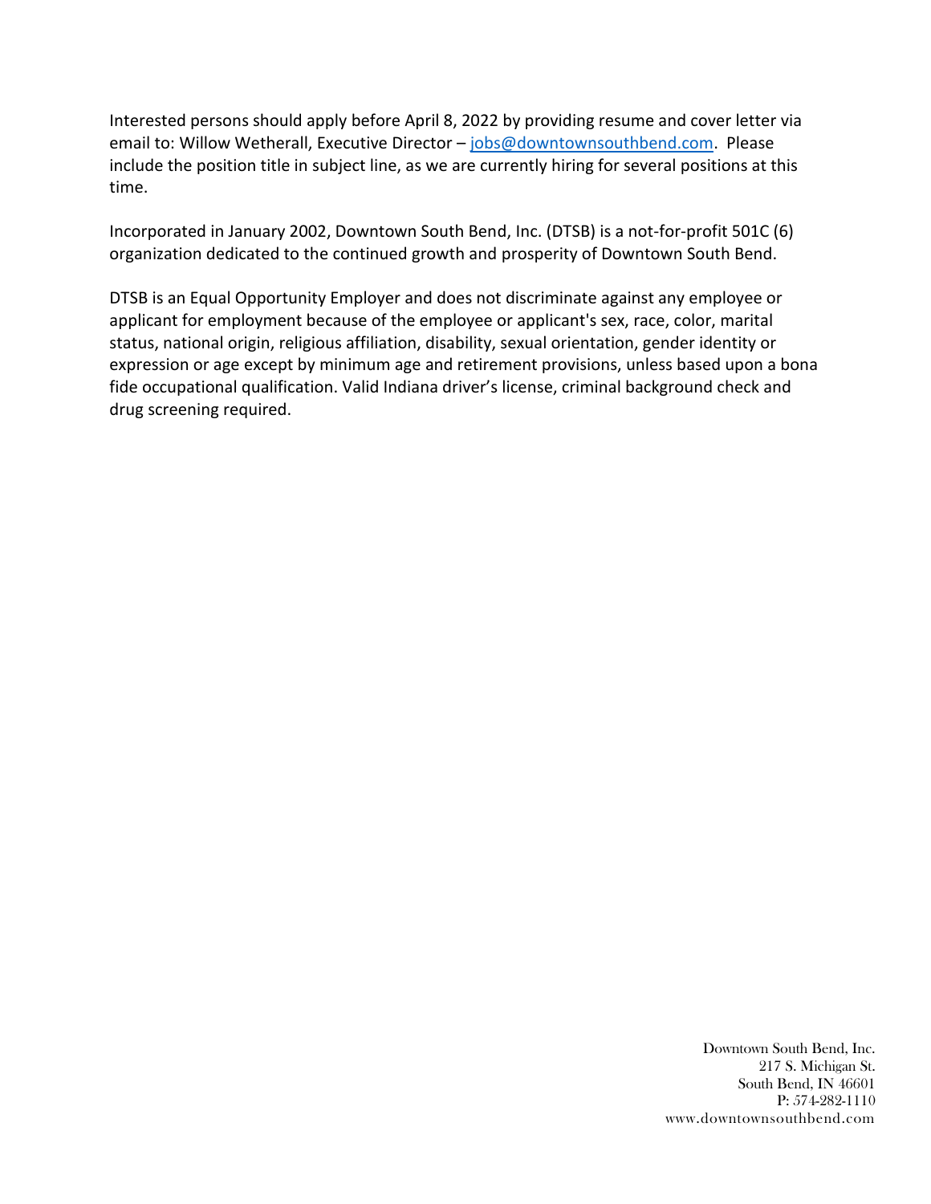Interested persons should apply before April 8, 2022 by providing resume and cover letter via email to: Willow Wetherall, Executive Director – jobs@downtownsouthbend.com. Please include the position title in subject line, as we are currently hiring for several positions at this time.

Incorporated in January 2002, Downtown South Bend, Inc. (DTSB) is a not-for-profit 501C (6) organization dedicated to the continued growth and prosperity of Downtown South Bend.

DTSB is an Equal Opportunity Employer and does not discriminate against any employee or applicant for employment because of the employee or applicant's sex, race, color, marital status, national origin, religious affiliation, disability, sexual orientation, gender identity or expression or age except by minimum age and retirement provisions, unless based upon a bona fide occupational qualification. Valid Indiana driver's license, criminal background check and drug screening required.

Downtown South Bend, Inc.
217 S. Michigan St.
South Bend, IN 46601
P: 574-282-1110
www.downtownsouthbend.com